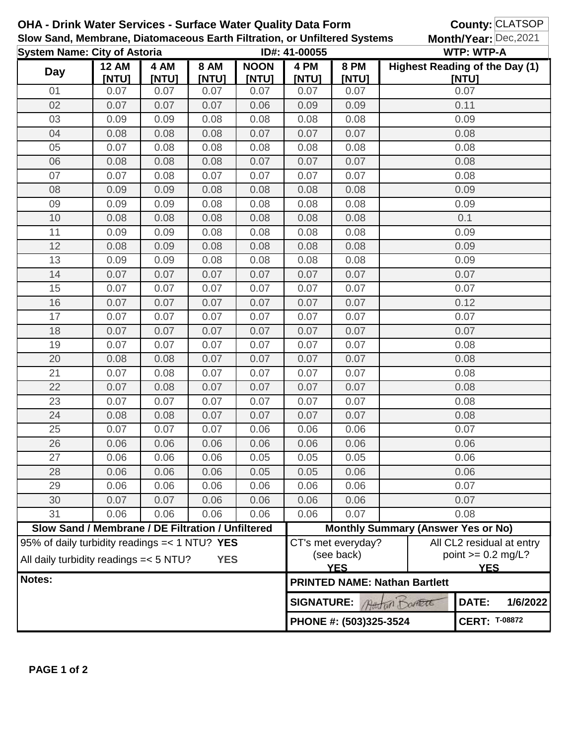**OHA - Drink Water Services - Surface Water Quality Data Form**
**Slow Sand, Membrane, Diatomaceous Earth Filtration, or Unfiltered Systems**

**County:** CLATSOP
**Month/Year:** Dec,2021

**System Name: City of Astoria** **ID#: 41-00055** **WTP: WTP-A**

| Day | 12 AM [NTU] | 4 AM [NTU] | 8 AM [NTU] | NOON [NTU] | 4 PM [NTU] | 8 PM [NTU] | Highest Reading of the Day (1) [NTU] |
|---|---|---|---|---|---|---|---|
| 01 | 0.07 | 0.07 | 0.07 | 0.07 | 0.07 | 0.07 | 0.07 |
| 02 | 0.07 | 0.07 | 0.07 | 0.06 | 0.09 | 0.09 | 0.11 |
| 03 | 0.09 | 0.09 | 0.08 | 0.08 | 0.08 | 0.08 | 0.09 |
| 04 | 0.08 | 0.08 | 0.08 | 0.07 | 0.07 | 0.07 | 0.08 |
| 05 | 0.07 | 0.08 | 0.08 | 0.08 | 0.08 | 0.08 | 0.08 |
| 06 | 0.08 | 0.08 | 0.08 | 0.07 | 0.07 | 0.07 | 0.08 |
| 07 | 0.07 | 0.08 | 0.07 | 0.07 | 0.07 | 0.07 | 0.08 |
| 08 | 0.09 | 0.09 | 0.08 | 0.08 | 0.08 | 0.08 | 0.09 |
| 09 | 0.09 | 0.09 | 0.08 | 0.08 | 0.08 | 0.08 | 0.09 |
| 10 | 0.08 | 0.08 | 0.08 | 0.08 | 0.08 | 0.08 | 0.1 |
| 11 | 0.09 | 0.09 | 0.08 | 0.08 | 0.08 | 0.08 | 0.09 |
| 12 | 0.08 | 0.09 | 0.08 | 0.08 | 0.08 | 0.08 | 0.09 |
| 13 | 0.09 | 0.09 | 0.08 | 0.08 | 0.08 | 0.08 | 0.09 |
| 14 | 0.07 | 0.07 | 0.07 | 0.07 | 0.07 | 0.07 | 0.07 |
| 15 | 0.07 | 0.07 | 0.07 | 0.07 | 0.07 | 0.07 | 0.07 |
| 16 | 0.07 | 0.07 | 0.07 | 0.07 | 0.07 | 0.07 | 0.12 |
| 17 | 0.07 | 0.07 | 0.07 | 0.07 | 0.07 | 0.07 | 0.07 |
| 18 | 0.07 | 0.07 | 0.07 | 0.07 | 0.07 | 0.07 | 0.07 |
| 19 | 0.07 | 0.07 | 0.07 | 0.07 | 0.07 | 0.07 | 0.08 |
| 20 | 0.08 | 0.08 | 0.07 | 0.07 | 0.07 | 0.07 | 0.08 |
| 21 | 0.07 | 0.08 | 0.07 | 0.07 | 0.07 | 0.07 | 0.08 |
| 22 | 0.07 | 0.08 | 0.07 | 0.07 | 0.07 | 0.07 | 0.08 |
| 23 | 0.07 | 0.07 | 0.07 | 0.07 | 0.07 | 0.07 | 0.08 |
| 24 | 0.08 | 0.08 | 0.07 | 0.07 | 0.07 | 0.07 | 0.08 |
| 25 | 0.07 | 0.07 | 0.07 | 0.06 | 0.06 | 0.06 | 0.07 |
| 26 | 0.06 | 0.06 | 0.06 | 0.06 | 0.06 | 0.06 | 0.06 |
| 27 | 0.06 | 0.06 | 0.06 | 0.05 | 0.05 | 0.05 | 0.06 |
| 28 | 0.06 | 0.06 | 0.06 | 0.05 | 0.05 | 0.06 | 0.06 |
| 29 | 0.06 | 0.06 | 0.06 | 0.06 | 0.06 | 0.06 | 0.07 |
| 30 | 0.07 | 0.07 | 0.06 | 0.06 | 0.06 | 0.06 | 0.07 |
| 31 | 0.06 | 0.06 | 0.06 | 0.06 | 0.06 | 0.07 | 0.08 |

| Slow Sand / Membrane / DE Filtration / Unfiltered | Monthly Summary (Answer Yes or No) | |
|---|---|---|
| 95% of daily turbidity readings =< 1 NTU? **YES** | CT's met everyday? (see back) **YES** | All CL2 residual at entry point >= 0.2 mg/L? **YES** |
| All daily turbidity readings =< 5 NTU? **YES** | | |

**Notes:**

**PRINTED NAME: Nathan Bartlett**

**SIGNATURE:** Nathan Bartlett **DATE:** 1/6/2022

**PHONE #: (503)325-3524** **CERT:** T-08872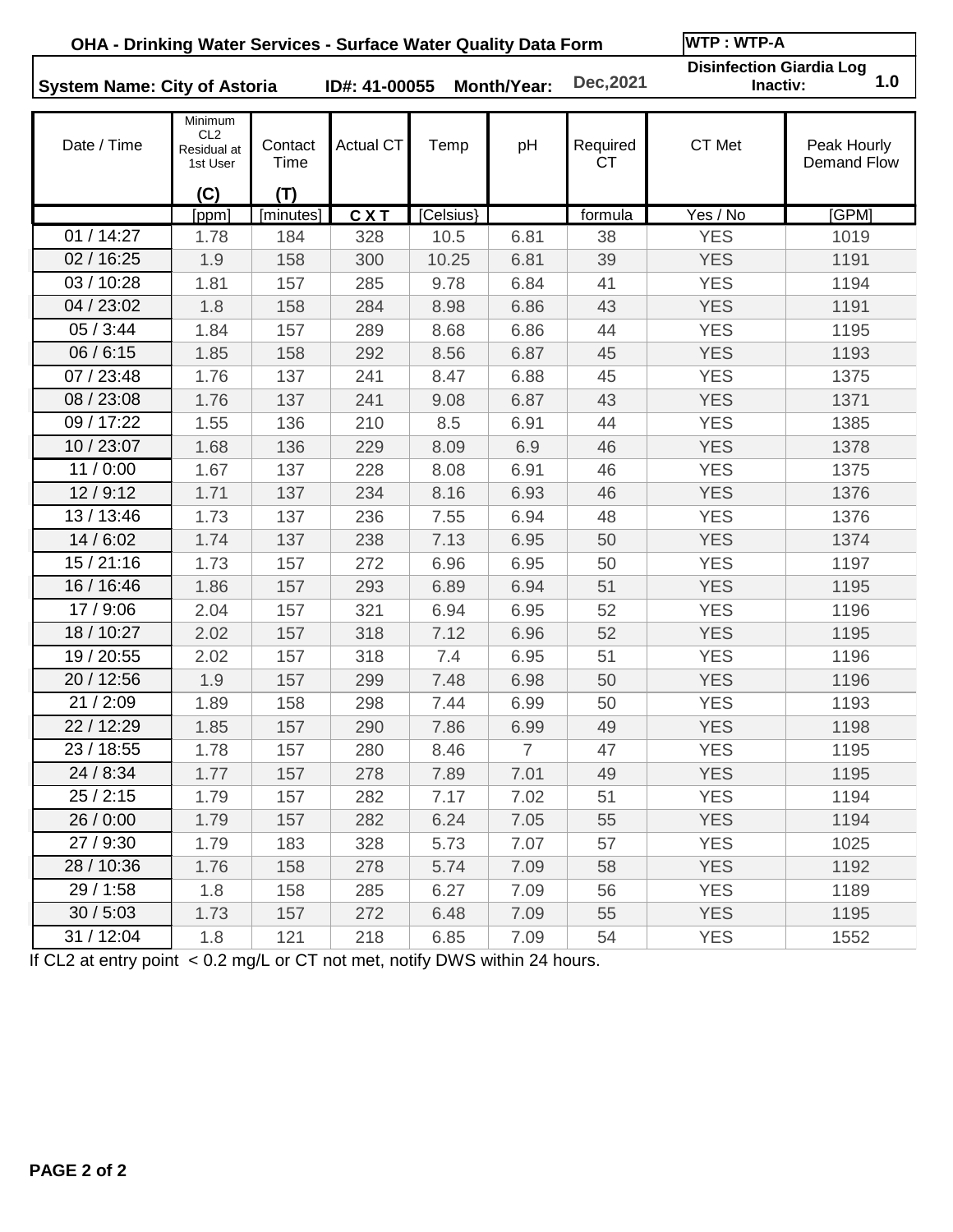**OHA - Drinking Water Services - Surface Water Quality Data Form** | **WTP : WTP-A**

**System Name: City of Astoria** **ID#: 41-00055** **Month/Year:** **Dec,2021** **Disinfection Giardia Log Inactiv:** **1.0**

| Date / Time | Minimum $CL_2$ Residual at 1st User (C) | Contact Time (T) | Actual CT | Temp | pH | Required CT | CT Met | Peak Hourly Demand Flow |
|---|---|---|---|---|---|---|---|---|
| | [ppm] | [minutes] | C X T | [Celsius} | | formula | Yes / No | [GPM] |
| 01 / 14:27 | 1.78 | 184 | 328 | 10.5 | 6.81 | 38 | YES | 1019 |
| 02 / 16:25 | 1.9 | 158 | 300 | 10.25 | 6.81 | 39 | YES | 1191 |
| 03 / 10:28 | 1.81 | 157 | 285 | 9.78 | 6.84 | 41 | YES | 1194 |
| 04 / 23:02 | 1.8 | 158 | 284 | 8.98 | 6.86 | 43 | YES | 1191 |
| 05 / 3:44 | 1.84 | 157 | 289 | 8.68 | 6.86 | 44 | YES | 1195 |
| 06 / 6:15 | 1.85 | 158 | 292 | 8.56 | 6.87 | 45 | YES | 1193 |
| 07 / 23:48 | 1.76 | 137 | 241 | 8.47 | 6.88 | 45 | YES | 1375 |
| 08 / 23:08 | 1.76 | 137 | 241 | 9.08 | 6.87 | 43 | YES | 1371 |
| 09 / 17:22 | 1.55 | 136 | 210 | 8.5 | 6.91 | 44 | YES | 1385 |
| 10 / 23:07 | 1.68 | 136 | 229 | 8.09 | 6.9 | 46 | YES | 1378 |
| 11 / 0:00 | 1.67 | 137 | 228 | 8.08 | 6.91 | 46 | YES | 1375 |
| 12 / 9:12 | 1.71 | 137 | 234 | 8.16 | 6.93 | 46 | YES | 1376 |
| 13 / 13:46 | 1.73 | 137 | 236 | 7.55 | 6.94 | 48 | YES | 1376 |
| 14 / 6:02 | 1.74 | 137 | 238 | 7.13 | 6.95 | 50 | YES | 1374 |
| 15 / 21:16 | 1.73 | 157 | 272 | 6.96 | 6.95 | 50 | YES | 1197 |
| 16 / 16:46 | 1.86 | 157 | 293 | 6.89 | 6.94 | 51 | YES | 1195 |
| 17 / 9:06 | 2.04 | 157 | 321 | 6.94 | 6.95 | 52 | YES | 1196 |
| 18 / 10:27 | 2.02 | 157 | 318 | 7.12 | 6.96 | 52 | YES | 1195 |
| 19 / 20:55 | 2.02 | 157 | 318 | 7.4 | 6.95 | 51 | YES | 1196 |
| 20 / 12:56 | 1.9 | 157 | 299 | 7.48 | 6.98 | 50 | YES | 1196 |
| 21 / 2:09 | 1.89 | 158 | 298 | 7.44 | 6.99 | 50 | YES | 1193 |
| 22 / 12:29 | 1.85 | 157 | 290 | 7.86 | 6.99 | 49 | YES | 1198 |
| 23 / 18:55 | 1.78 | 157 | 280 | 8.46 | 7 | 47 | YES | 1195 |
| 24 / 8:34 | 1.77 | 157 | 278 | 7.89 | 7.01 | 49 | YES | 1195 |
| 25 / 2:15 | 1.79 | 157 | 282 | 7.17 | 7.02 | 51 | YES | 1194 |
| 26 / 0:00 | 1.79 | 157 | 282 | 6.24 | 7.05 | 55 | YES | 1194 |
| 27 / 9:30 | 1.79 | 183 | 328 | 5.73 | 7.07 | 57 | YES | 1025 |
| 28 / 10:36 | 1.76 | 158 | 278 | 5.74 | 7.09 | 58 | YES | 1192 |
| 29 / 1:58 | 1.8 | 158 | 285 | 6.27 | 7.09 | 56 | YES | 1189 |
| 30 / 5:03 | 1.73 | 157 | 272 | 6.48 | 7.09 | 55 | YES | 1195 |
| 31 / 12:04 | 1.8 | 121 | 218 | 6.85 | 7.09 | 54 | YES | 1552 |

If $CL_2$ at entry point < 0.2 mg/L or CT not met, notify DWS within 24 hours.